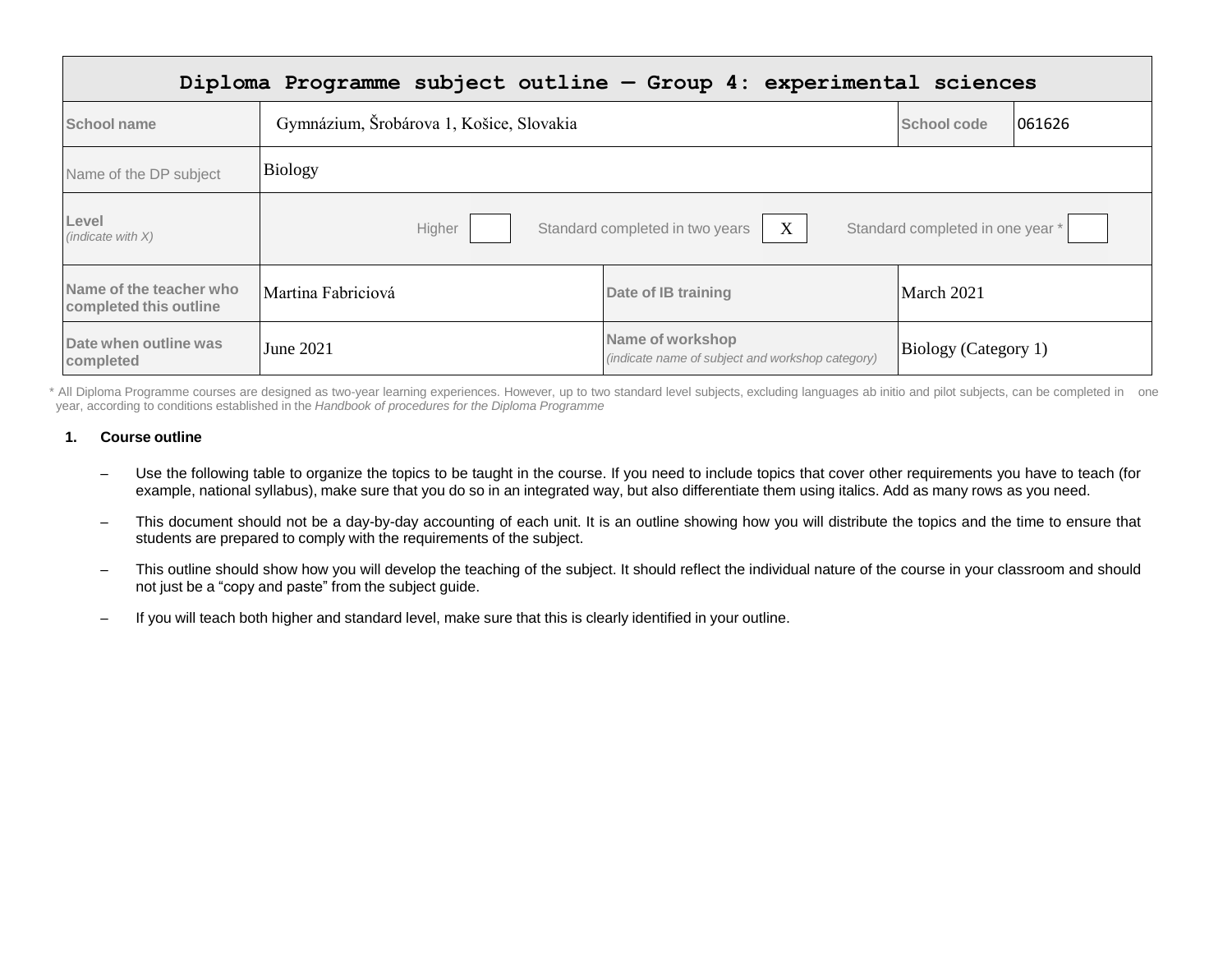| Diploma Programme subject outline — Group 4: experimental sciences | | | |
|---|---|---|---|
| School name | Gymnázium, Šrobárova 1, Košice, Slovakia | School code | 061626 |
| Name of the DP subject | Biology | | |
| Level *(indicate with X)* | Higher [ ] Standard completed in two years [X] Standard completed in one year * [ ] | | |
| Name of the teacher who completed this outline | Martina Fabriciová | Date of IB training | March 2021 |
| Date when outline was completed | June 2021 | Name of workshop *(indicate name of subject and workshop category)* | Biology (Category 1) |

\* All Diploma Programme courses are designed as two-year learning experiences. However, up to two standard level subjects, excluding languages ab initio and pilot subjects, can be completed in one year, according to conditions established in the *Handbook of procedures for the Diploma Programme*

## 1. Course outline

- Use the following table to organize the topics to be taught in the course. If you need to include topics that cover other requirements you have to teach (for example, national syllabus), make sure that you do so in an integrated way, but also differentiate them using italics. Add as many rows as you need.
- This document should not be a day-by-day accounting of each unit. It is an outline showing how you will distribute the topics and the time to ensure that students are prepared to comply with the requirements of the subject.
- This outline should show how you will develop the teaching of the subject. It should reflect the individual nature of the course in your classroom and should not just be a "copy and paste" from the subject guide.
- If you will teach both higher and standard level, make sure that this is clearly identified in your outline.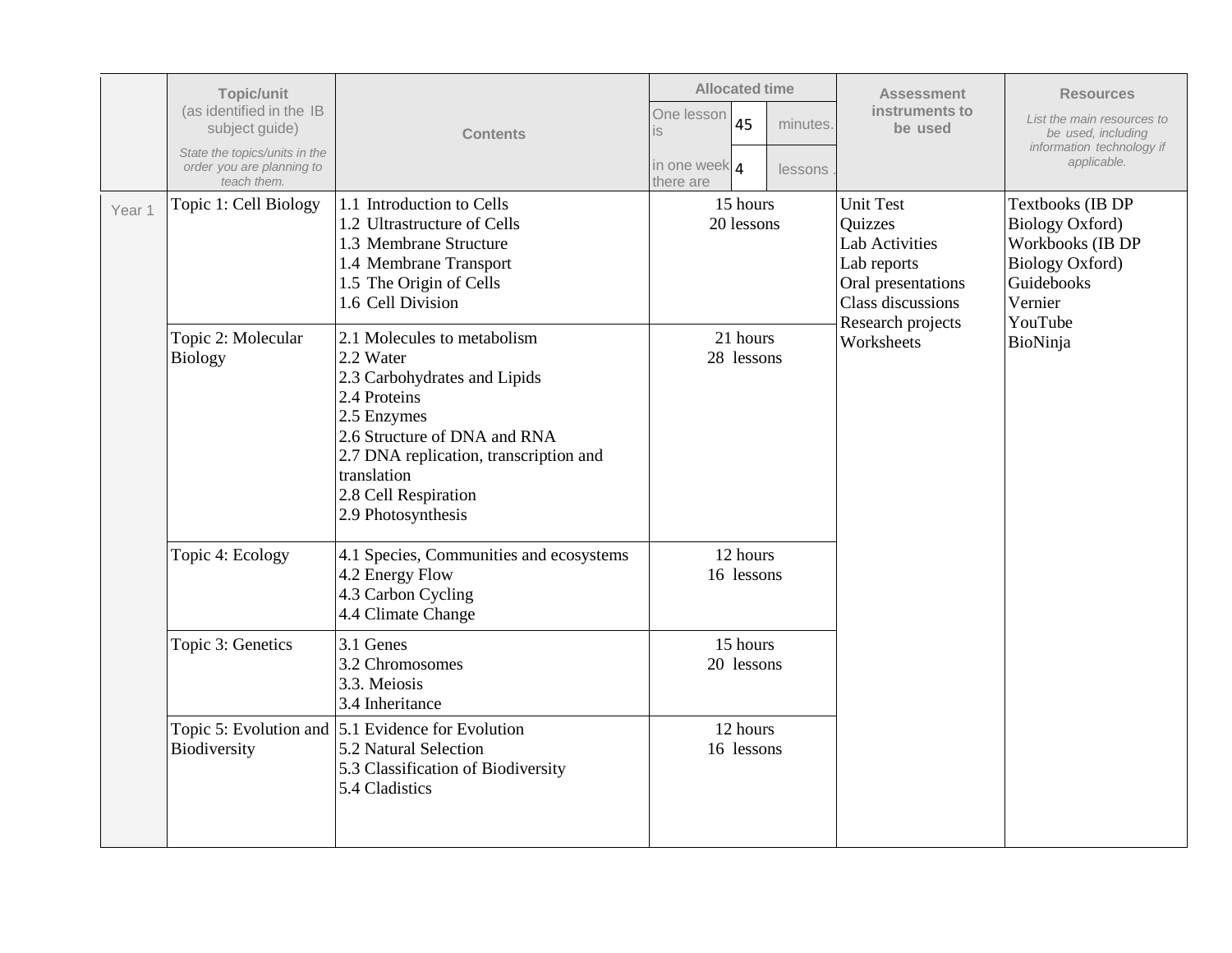| | Topic/unit (as identified in the IB subject guide) *State the topics/units in the order you are planning to teach them.* | Contents | Allocated time One lesson is 45 minutes. In one week there are 4 lessons. | Assessment instruments to be used | Resources *List the main resources to be used, including information technology if applicable.* |
|---|---|---|---|---|---|
| Year 1 | Topic 1: Cell Biology | 1.1 Introduction to Cells<br>1.2 Ultrastructure of Cells<br>1.3 Membrane Structure<br>1.4 Membrane Transport<br>1.5 The Origin of Cells<br>1.6 Cell Division | 15 hours<br>20 lessons | Unit Test<br>Quizzes<br>Lab Activities<br>Lab reports<br>Oral presentations<br>Class discussions<br>Research projects<br>Worksheets | Textbooks (IB DP Biology Oxford)<br>Workbooks (IB DP Biology Oxford)<br>Guidebooks<br>Vernier<br>YouTube<br>BioNinja |
| | Topic 2: Molecular Biology | 2.1 Molecules to metabolism<br>2.2 Water<br>2.3 Carbohydrates and Lipids<br>2.4 Proteins<br>2.5 Enzymes<br>2.6 Structure of DNA and RNA<br>2.7 DNA replication, transcription and translation<br>2.8 Cell Respiration<br>2.9 Photosynthesis | 21 hours<br>28 lessons | | |
| | Topic 4: Ecology | 4.1 Species, Communities and ecosystems<br>4.2 Energy Flow<br>4.3 Carbon Cycling<br>4.4 Climate Change | 12 hours<br>16 lessons | | |
| | Topic 3: Genetics | 3.1 Genes<br>3.2 Chromosomes<br>3.3. Meiosis<br>3.4 Inheritance | 15 hours<br>20 lessons | | |
| | Topic 5: Evolution and Biodiversity | 5.1 Evidence for Evolution<br>5.2 Natural Selection<br>5.3 Classification of Biodiversity<br>5.4 Cladistics | 12 hours<br>16 lessons | | |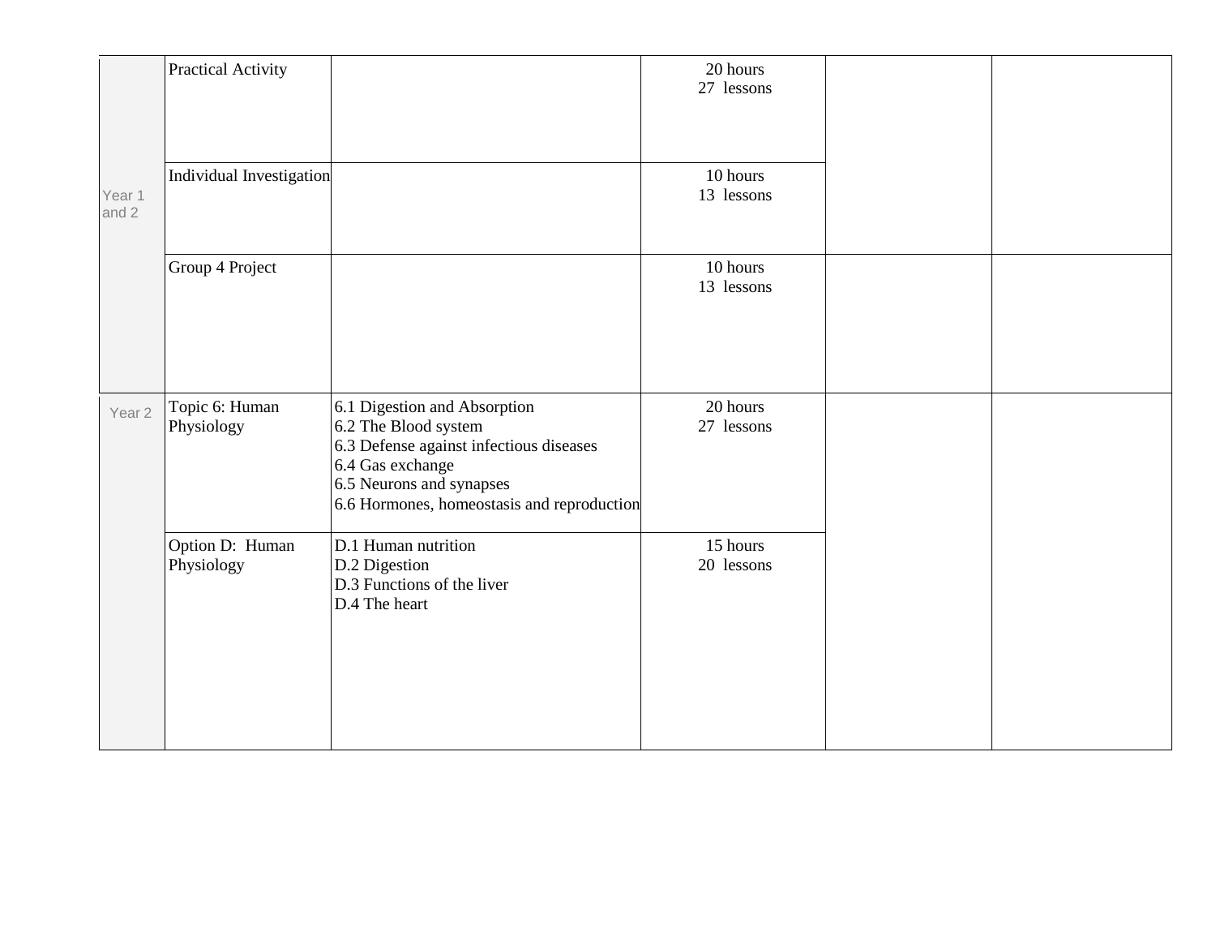| | | | | | |
|---|---|---|---|---|---|
| Year 1 and 2 | Practical Activity | | 20 hours<br>27 lessons | | |
| | Individual Investigation | | 10 hours<br>13 lessons | | |
| | Group 4 Project | | 10 hours<br>13 lessons | | |
| Year 2 | Topic 6: Human Physiology | 6.1 Digestion and Absorption<br>6.2 The Blood system<br>6.3 Defense against infectious diseases<br>6.4 Gas exchange<br>6.5 Neurons and synapses<br>6.6 Hormones, homeostasis and reproduction | 20 hours<br>27 lessons | | |
| | Option D: Human Physiology | D.1 Human nutrition<br>D.2 Digestion<br>D.3 Functions of the liver<br>D.4 The heart | 15 hours<br>20 lessons | | |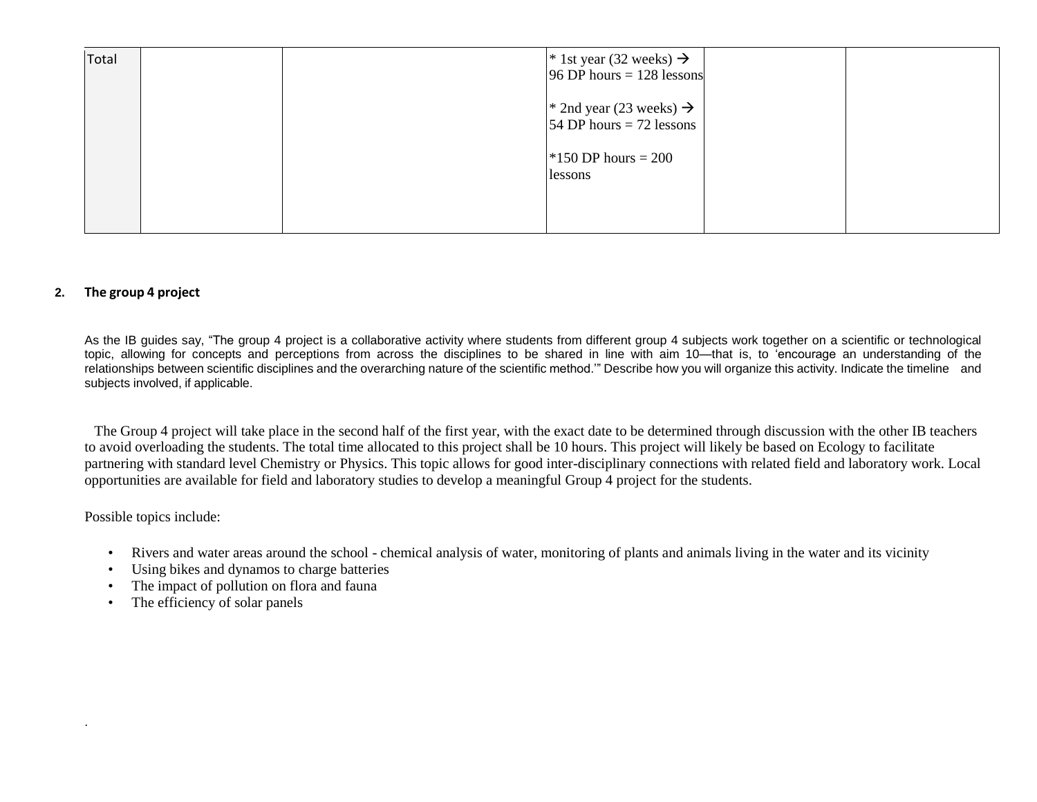| Total | | | * 1st year (32 weeks) → 96 DP hours = 128 lessons<br><br>* 2nd year (23 weeks) → 54 DP hours = 72 lessons<br><br>*150 DP hours = 200 lessons | | |
|---|---|---|---|---|---|

## 2. The group 4 project

As the IB guides say, "The group 4 project is a collaborative activity where students from different group 4 subjects work together on a scientific or technological topic, allowing for concepts and perceptions from across the disciplines to be shared in line with aim 10—that is, to 'encourage an understanding of the relationships between scientific disciplines and the overarching nature of the scientific method.'" Describe how you will organize this activity. Indicate the timeline and subjects involved, if applicable.

The Group 4 project will take place in the second half of the first year, with the exact date to be determined through discussion with the other IB teachers to avoid overloading the students. The total time allocated to this project shall be 10 hours. This project will likely be based on Ecology to facilitate partnering with standard level Chemistry or Physics. This topic allows for good inter-disciplinary connections with related field and laboratory work. Local opportunities are available for field and laboratory studies to develop a meaningful Group 4 project for the students.

Possible topics include:

- Rivers and water areas around the school - chemical analysis of water, monitoring of plants and animals living in the water and its vicinity
- Using bikes and dynamos to charge batteries
- The impact of pollution on flora and fauna
- The efficiency of solar panels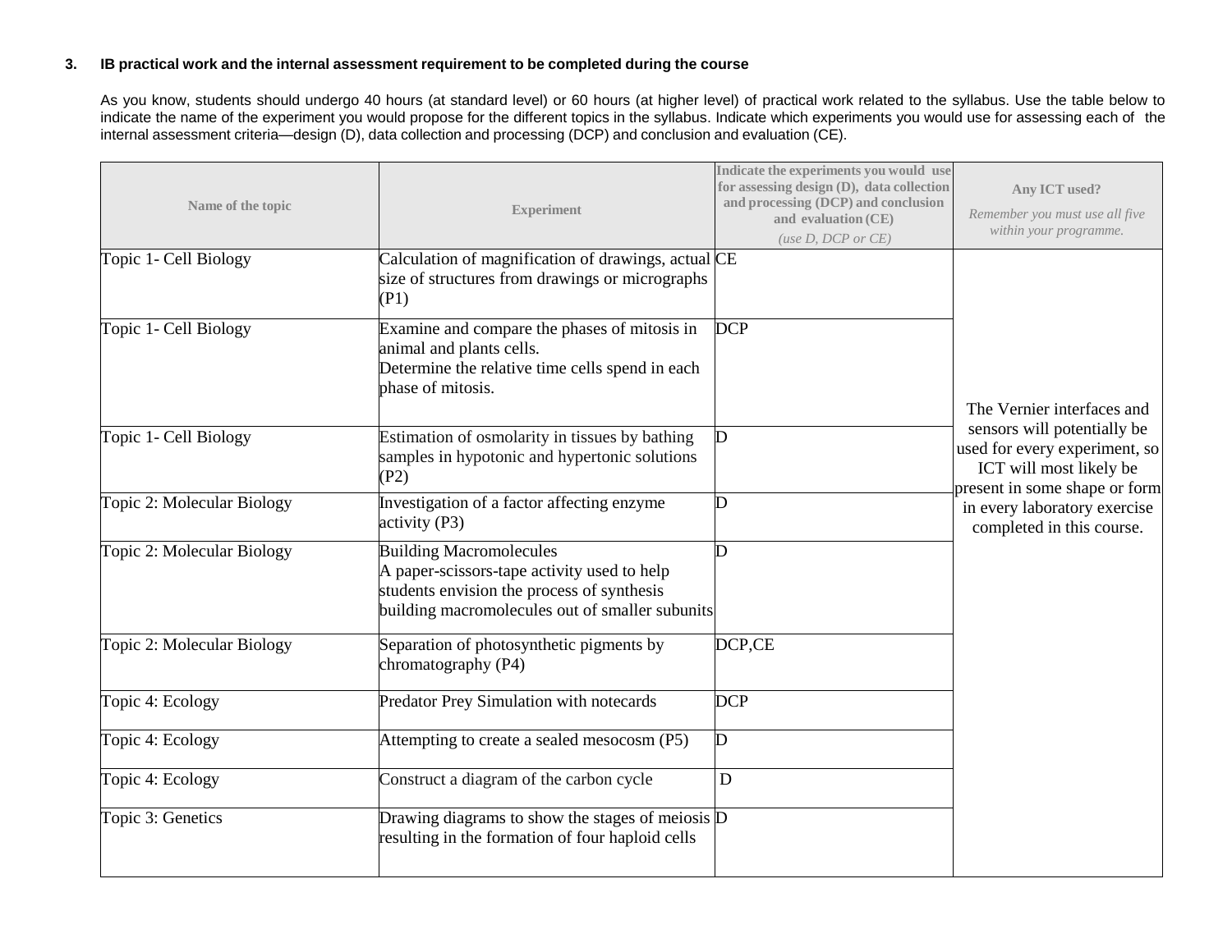### 3. IB practical work and the internal assessment requirement to be completed during the course

As you know, students should undergo 40 hours (at standard level) or 60 hours (at higher level) of practical work related to the syllabus. Use the table below to indicate the name of the experiment you would propose for the different topics in the syllabus. Indicate which experiments you would use for assessing each of the internal assessment criteria—design (D), data collection and processing (DCP) and conclusion and evaluation (CE).

| Name of the topic | Experiment | Indicate the experiments you would use for assessing design (D), data collection and processing (DCP) and conclusion and evaluation (CE) *(use D, DCP or CE)* | Any ICT used? *Remember you must use all five within your programme.* |
|---|---|---|---|
| Topic 1- Cell Biology | Calculation of magnification of drawings, actual size of structures from drawings or micrographs (P1) | CE | The Vernier interfaces and sensors will potentially be used for every experiment, so ICT will most likely be present in some shape or form in every laboratory exercise completed in this course. |
| Topic 1- Cell Biology | Examine and compare the phases of mitosis in animal and plants cells. Determine the relative time cells spend in each phase of mitosis. | DCP | |
| Topic 1- Cell Biology | Estimation of osmolarity in tissues by bathing samples in hypotonic and hypertonic solutions (P2) | D | |
| Topic 2: Molecular Biology | Investigation of a factor affecting enzyme activity (P3) | D | |
| Topic 2: Molecular Biology | Building Macromolecules A paper-scissors-tape activity used to help students envision the process of synthesis building macromolecules out of smaller subunits | D | |
| Topic 2: Molecular Biology | Separation of photosynthetic pigments by chromatography (P4) | DCP,CE | |
| Topic 4: Ecology | Predator Prey Simulation with notecards | DCP | |
| Topic 4: Ecology | Attempting to create a sealed mesocosm (P5) | D | |
| Topic 4: Ecology | Construct a diagram of the carbon cycle | D | |
| Topic 3: Genetics | Drawing diagrams to show the stages of meiosis resulting in the formation of four haploid cells | D | |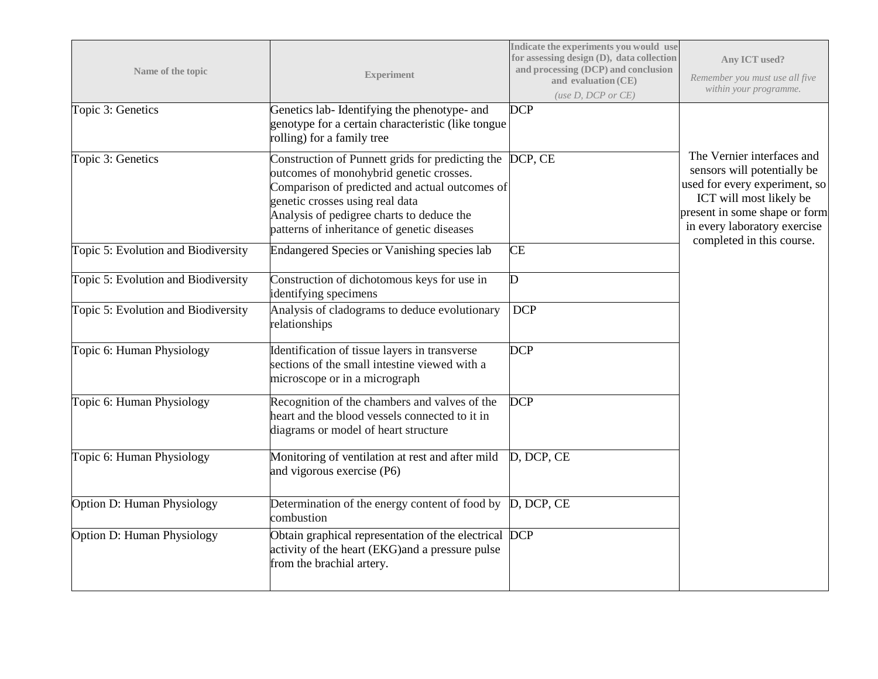| Name of the topic | Experiment | Indicate the experiments you would use for assessing design (D), data collection and processing (DCP) and conclusion and evaluation (CE) *(use D, DCP or CE)* | Any ICT used? *Remember you must use all five within your programme.* |
|---|---|---|---|
| Topic 3: Genetics | Genetics lab- Identifying the phenotype- and genotype for a certain characteristic (like tongue rolling) for a family tree | DCP | The Vernier interfaces and sensors will potentially be used for every experiment, so ICT will most likely be present in some shape or form in every laboratory exercise completed in this course. |
| Topic 3: Genetics | Construction of Punnett grids for predicting the outcomes of monohybrid genetic crosses. Comparison of predicted and actual outcomes of genetic crosses using real data Analysis of pedigree charts to deduce the patterns of inheritance of genetic diseases | DCP, CE | |
| Topic 5: Evolution and Biodiversity | Endangered Species or Vanishing species lab | CE | |
| Topic 5: Evolution and Biodiversity | Construction of dichotomous keys for use in identifying specimens | D | |
| Topic 5: Evolution and Biodiversity | Analysis of cladograms to deduce evolutionary relationships | DCP | |
| Topic 6: Human Physiology | Identification of tissue layers in transverse sections of the small intestine viewed with a microscope or in a micrograph | DCP | |
| Topic 6: Human Physiology | Recognition of the chambers and valves of the heart and the blood vessels connected to it in diagrams or model of heart structure | DCP | |
| Topic 6: Human Physiology | Monitoring of ventilation at rest and after mild and vigorous exercise (P6) | D, DCP, CE | |
| Option D: Human Physiology | Determination of the energy content of food by combustion | D, DCP, CE | |
| Option D: Human Physiology | Obtain graphical representation of the electrical activity of the heart (EKG)and a pressure pulse from the brachial artery. | DCP | |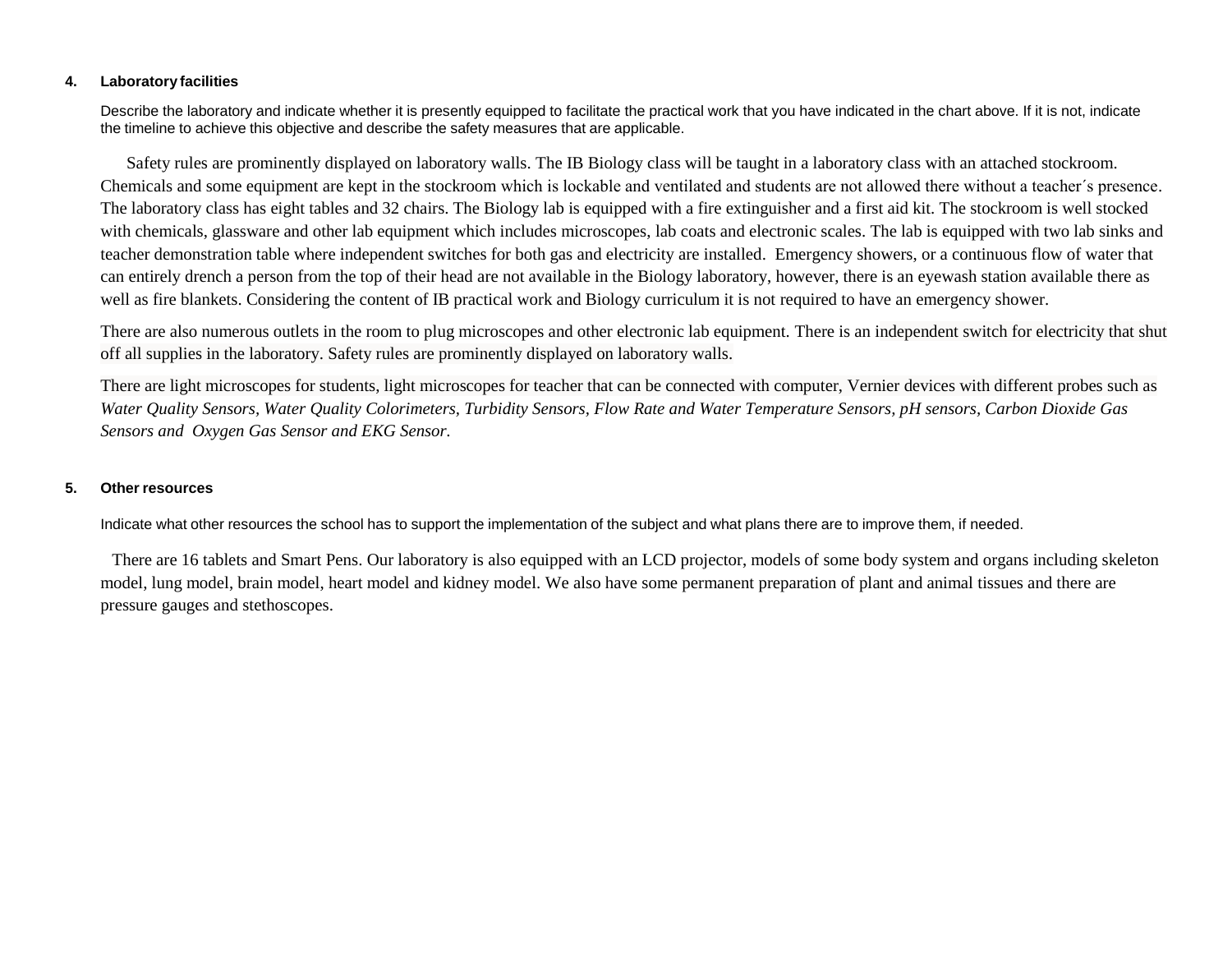**4. Laboratory facilities**

Describe the laboratory and indicate whether it is presently equipped to facilitate the practical work that you have indicated in the chart above. If it is not, indicate the timeline to achieve this objective and describe the safety measures that are applicable.

Safety rules are prominently displayed on laboratory walls. The IB Biology class will be taught in a laboratory class with an attached stockroom. Chemicals and some equipment are kept in the stockroom which is lockable and ventilated and students are not allowed there without a teacher´s presence. The laboratory class has eight tables and 32 chairs. The Biology lab is equipped with a fire extinguisher and a first aid kit. The stockroom is well stocked with chemicals, glassware and other lab equipment which includes microscopes, lab coats and electronic scales. The lab is equipped with two lab sinks and teacher demonstration table where independent switches for both gas and electricity are installed. Emergency showers, or a continuous flow of water that can entirely drench a person from the top of their head are not available in the Biology laboratory, however, there is an eyewash station available there as well as fire blankets. Considering the content of IB practical work and Biology curriculum it is not required to have an emergency shower.

There are also numerous outlets in the room to plug microscopes and other electronic lab equipment. There is an independent switch for electricity that shut off all supplies in the laboratory. Safety rules are prominently displayed on laboratory walls.

There are light microscopes for students, light microscopes for teacher that can be connected with computer, Vernier devices with different probes such as *Water Quality Sensors, Water Quality Colorimeters, Turbidity Sensors, Flow Rate and Water Temperature Sensors, pH sensors, Carbon Dioxide Gas Sensors and Oxygen Gas Sensor and EKG Sensor*.

**5. Other resources**

Indicate what other resources the school has to support the implementation of the subject and what plans there are to improve them, if needed.

There are 16 tablets and Smart Pens. Our laboratory is also equipped with an LCD projector, models of some body system and organs including skeleton model, lung model, brain model, heart model and kidney model. We also have some permanent preparation of plant and animal tissues and there are pressure gauges and stethoscopes.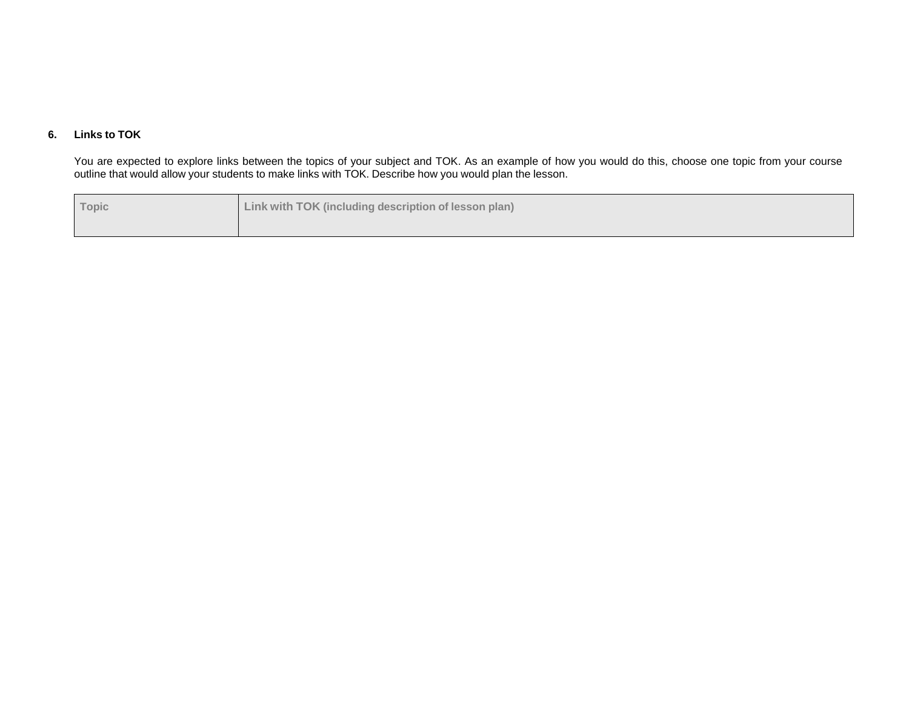## 6. Links to TOK

You are expected to explore links between the topics of your subject and TOK. As an example of how you would do this, choose one topic from your course outline that would allow your students to make links with TOK. Describe how you would plan the lesson.

| Topic | Link with TOK (including description of lesson plan) |
| --- | --- |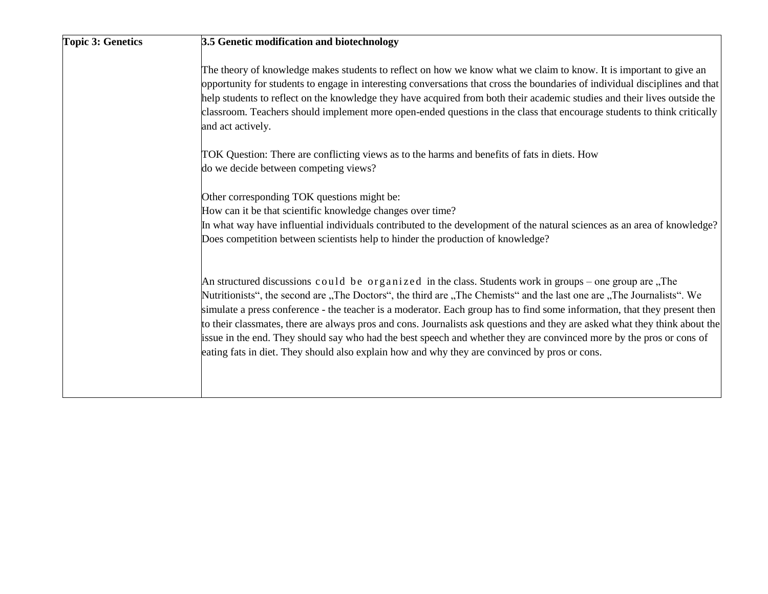| Topic 3: Genetics | 3.5 Genetic modification and biotechnology |
| --- | --- |
| | The theory of knowledge makes students to reflect on how we know what we claim to know. It is important to give an opportunity for students to engage in interesting conversations that cross the boundaries of individual disciplines and that help students to reflect on the knowledge they have acquired from both their academic studies and their lives outside the classroom. Teachers should implement more open-ended questions in the class that encourage students to think critically and act actively.<br><br>TOK Question: There are conflicting views as to the harms and benefits of fats in diets. How do we decide between competing views?<br><br>Other corresponding TOK questions might be:<br>How can it be that scientific knowledge changes over time?<br>In what way have influential individuals contributed to the development of the natural sciences as an area of knowledge?<br>Does competition between scientists help to hinder the production of knowledge?<br><br>An structured discussions could be organized in the class. Students work in groups – one group are „The Nutritionists“, the second are „The Doctors“, the third are „The Chemists“ and the last one are „The Journalists“. We simulate a press conference - the teacher is a moderator. Each group has to find some information, that they present then to their classmates, there are always pros and cons. Journalists ask questions and they are asked what they think about the issue in the end. They should say who had the best speech and whether they are convinced more by the pros or cons of eating fats in diet. They should also explain how and why they are convinced by pros or cons. |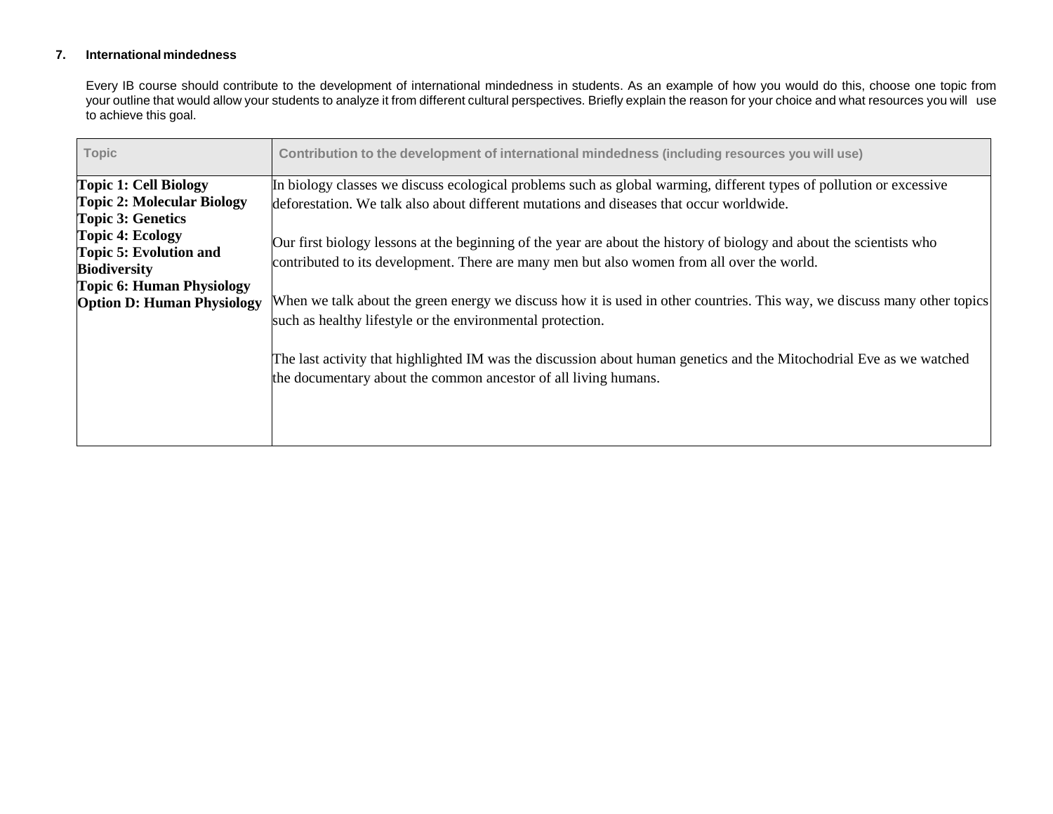**7. International mindedness**

Every IB course should contribute to the development of international mindedness in students. As an example of how you would do this, choose one topic from your outline that would allow your students to analyze it from different cultural perspectives. Briefly explain the reason for your choice and what resources you will use to achieve this goal.

| Topic | Contribution to the development of international mindedness (including resources you will use) |
|---|---|
| **Topic 1: Cell Biology**<br>**Topic 2: Molecular Biology**<br>**Topic 3: Genetics**<br>**Topic 4: Ecology**<br>**Topic 5: Evolution and Biodiversity**<br>**Topic 6: Human Physiology**<br>**Option D: Human Physiology** | In biology classes we discuss ecological problems such as global warming, different types of pollution or excessive deforestation. We talk also about different mutations and diseases that occur worldwide.<br><br>Our first biology lessons at the beginning of the year are about the history of biology and about the scientists who contributed to its development. There are many men but also women from all over the world.<br><br>When we talk about the green energy we discuss how it is used in other countries. This way, we discuss many other topics such as healthy lifestyle or the environmental protection.<br><br>The last activity that highlighted IM was the discussion about human genetics and the Mitochodrial Eve as we watched the documentary about the common ancestor of all living humans. |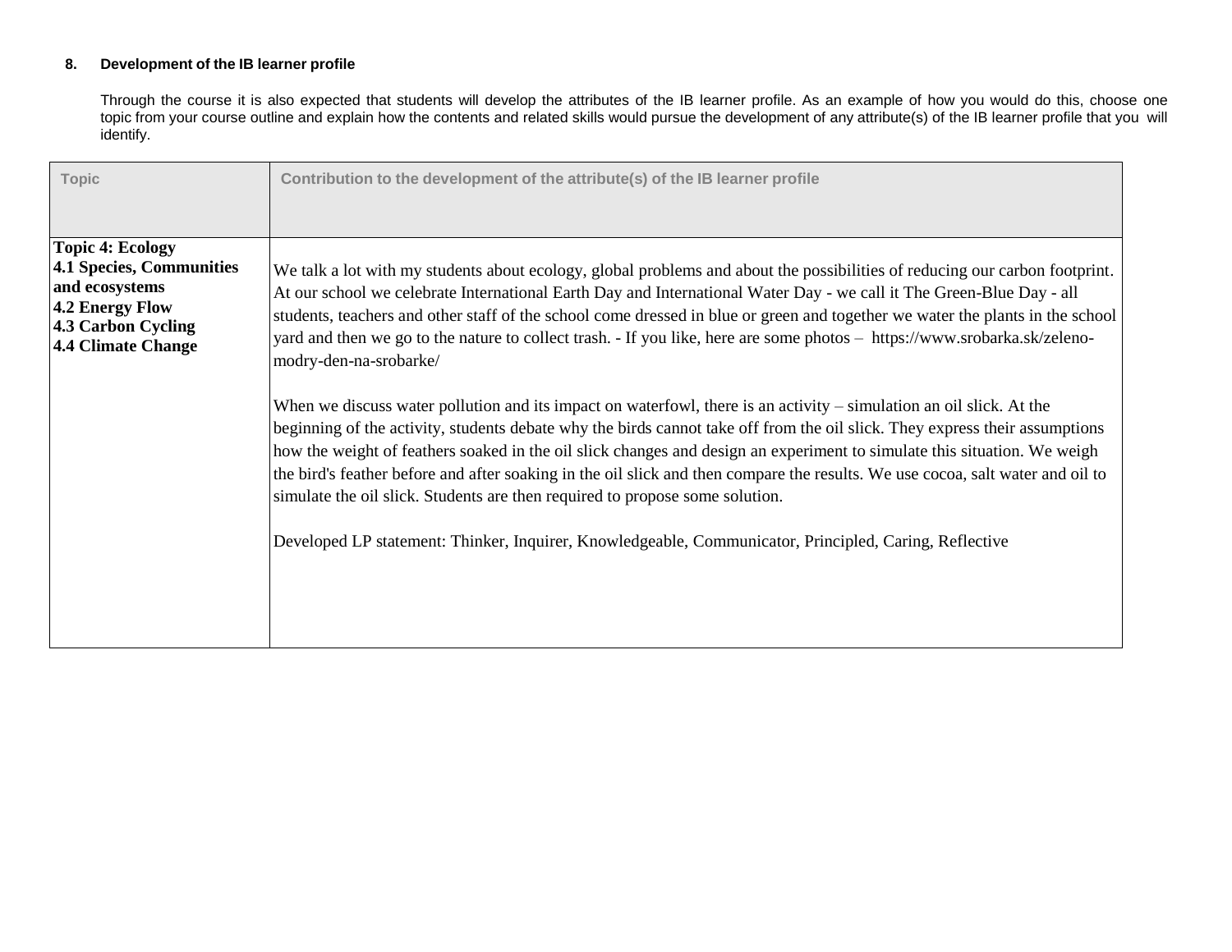## 8. Development of the IB learner profile

Through the course it is also expected that students will develop the attributes of the IB learner profile. As an example of how you would do this, choose one topic from your course outline and explain how the contents and related skills would pursue the development of any attribute(s) of the IB learner profile that you will identify.

| Topic | Contribution to the development of the attribute(s) of the IB learner profile |
| --- | --- |
| **Topic 4: Ecology**<br>**4.1 Species, Communities and ecosystems**<br>**4.2 Energy Flow**<br>**4.3 Carbon Cycling**<br>**4.4 Climate Change** | We talk a lot with my students about ecology, global problems and about the possibilities of reducing our carbon footprint. At our school we celebrate International Earth Day and International Water Day - we call it The Green-Blue Day - all students, teachers and other staff of the school come dressed in blue or green and together we water the plants in the school yard and then we go to the nature to collect trash. - If you like, here are some photos – https://www.srobarka.sk/zeleno-modry-den-na-srobarke/<br><br>When we discuss water pollution and its impact on waterfowl, there is an activity – simulation an oil slick. At the beginning of the activity, students debate why the birds cannot take off from the oil slick. They express their assumptions how the weight of feathers soaked in the oil slick changes and design an experiment to simulate this situation. We weigh the bird's feather before and after soaking in the oil slick and then compare the results. We use cocoa, salt water and oil to simulate the oil slick. Students are then required to propose some solution.<br><br>Developed LP statement: Thinker, Inquirer, Knowledgeable, Communicator, Principled, Caring, Reflective |